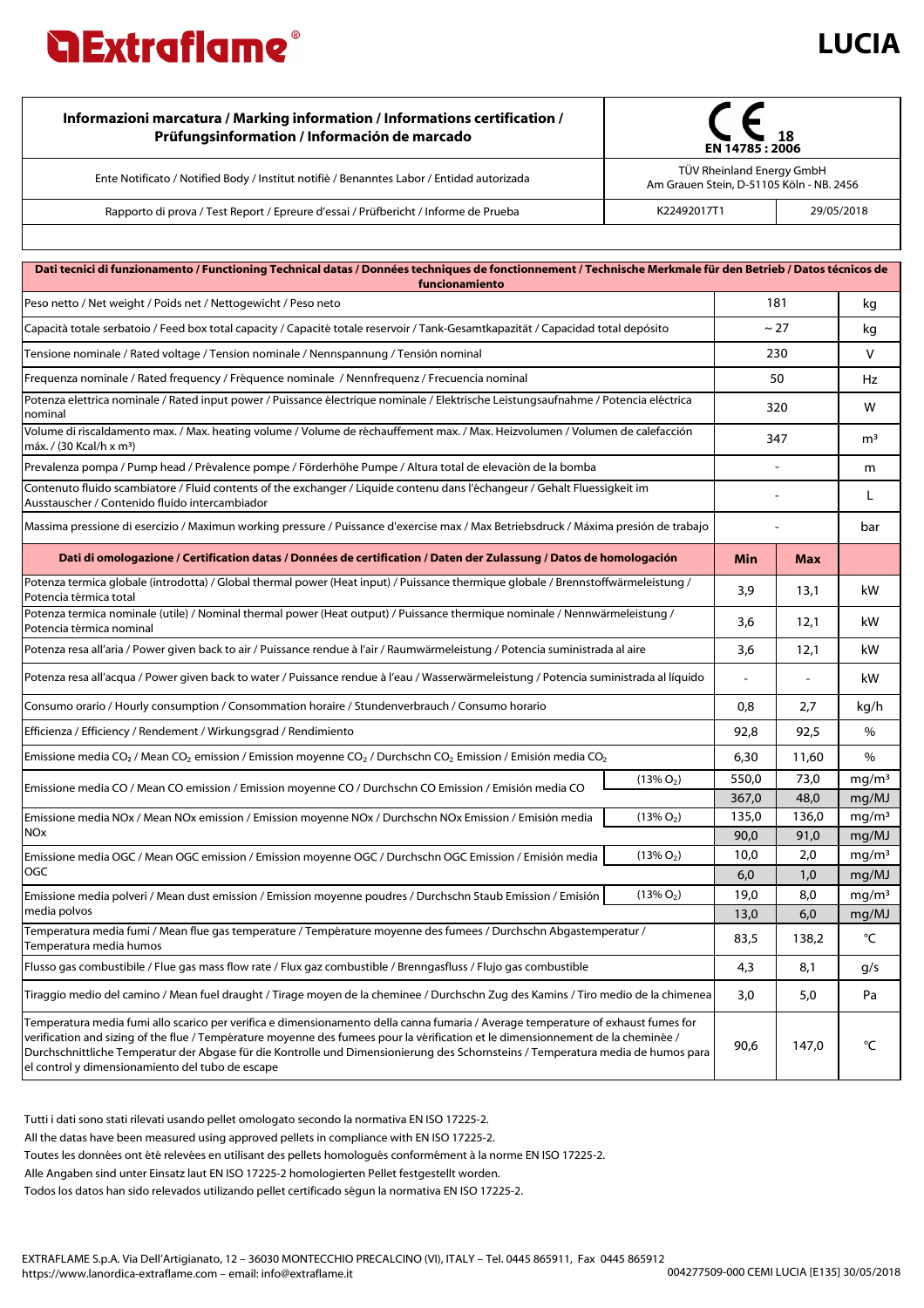# Extraflame®

# LUCIA

| Informazioni marcatura / Marking information / Informations certification / Prüfungsinformation / Información de marcado | CE 18 EN 14785 : 2006 | |
|---|---|---|
| Ente Notificato / Notified Body / Institut notifiè / Benanntes Labor / Entidad autorizada | TÜV Rheinland Energy GmbH Am Grauen Stein, D-51105 Köln - NB. 2456 | |
| Rapporto di prova / Test Report / Epreure d'essai / Prüfbericht / Informe de Prueba | K22492017T1 | 29/05/2018 |

| Dati tecnici di funzionamento / Functioning Technical datas / Données techniques de fonctionnement / Technische Merkmale für den Betrieb / Datos técnicos de funcionamiento | | |
|---|---|---|
| Peso netto / Net weight / Poids net / Nettogewicht / Peso neto | 181 | kg |
| Capacità totale serbatoio / Feed box total capacity / Capacitè totale reservoir / Tank-Gesamtkapazität / Capacidad total depósito | ~ 27 | kg |
| Tensione nominale / Rated voltage / Tension nominale / Nennspannung / Tensión nominal | 230 | V |
| Frequenza nominale / Rated frequency / Frèquence nominale / Nennfrequenz / Frecuencia nominal | 50 | Hz |
| Potenza elettrica nominale / Rated input power / Puissance èlectrique nominale / Elektrische Leistungsaufnahme / Potencia eléctrica nominal | 320 | W |
| Volume di riscaldamento max. / Max. heating volume / Volume de rèchauffement max. / Max. Heizvolumen / Volumen de calefacción máx. / (30 Kcal/h x m³) | 347 | m³ |
| Prevalenza pompa / Pump head / Prévalence pompe / Förderhöhe Pumpe / Altura total de elevaciòn de la bomba | - | m |
| Contenuto fluido scambiatore / Fluid contents of the exchanger / Liquide contenu dans l'échangeur / Gehalt Fluessigkeit im Ausstauscher / Contenido fluido intercambiador | - | L |
| Massima pressione di esercizio / Maximun working pressure / Puissance d'exercise max / Max Betriebsdruck / Máxima presión de trabajo | - | bar |

| Dati di omologazione / Certification datas / Données de certification / Daten der Zulassung / Datos de homologación | | Min | Max | |
|---|---|---|---|---|
| Potenza termica globale (introdotta) / Global thermal power (Heat input) / Puissance thermique globale / Brennstoffwärmeleistung / Potencia térmica total | | 3,9 | 13,1 | kW |
| Potenza termica nominale (utile) / Nominal thermal power (Heat output) / Puissance thermique nominale / Nennwärmeleistung / Potencia térmica nominal | | 3,6 | 12,1 | kW |
| Potenza resa all'aria / Power given back to air / Puissance rendue à l'air / Raumwärmeleistung / Potencia suministrada al aire | | 3,6 | 12,1 | kW |
| Potenza resa all'acqua / Power given back to water / Puissance rendue à l'eau / Wasserwärmeleistung / Potencia suministrada al líquido | | - | - | kW |
| Consumo orario / Hourly consumption / Consommation horaire / Stundenverbrauch / Consumo horario | | 0,8 | 2,7 | kg/h |
| Efficienza / Efficiency / Rendement / Wirkungsgrad / Rendimiento | | 92,8 | 92,5 | % |
| Emissione media $CO_2$ / Mean $CO_2$ emission / Emission moyenne $CO_2$ / Durchschn $CO_2$ Emission / Emisión media $CO_2$ | | 6,30 | 11,60 | % |
| Emissione media CO / Mean CO emission / Emission moyenne CO / Durchschn CO Emission / Emisión media CO | (13% $O_2$) | 550,0 | 73,0 | mg/m³ |
| | | 367,0 | 48,0 | mg/MJ |
| Emissione media NOx / Mean NOx emission / Emission moyenne NOx / Durchschn NOx Emission / Emisión media NOx | (13% $O_2$) | 135,0 | 136,0 | mg/m³ |
| | | 90,0 | 91,0 | mg/MJ |
| Emissione media OGC / Mean OGC emission / Emission moyenne OGC / Durchschn OGC Emission / Emisión media OGC | (13% $O_2$) | 10,0 | 2,0 | mg/m³ |
| | | 6,0 | 1,0 | mg/MJ |
| Emissione media polveri / Mean dust emission / Emission moyenne poudres / Durchschn Staub Emission / Emisión media polvos | (13% $O_2$) | 19,0 | 8,0 | mg/m³ |
| | | 13,0 | 6,0 | mg/MJ |
| Temperatura media fumi / Mean flue gas temperature / Température moyenne des fumees / Durchschn Abgastemperatur / Temperatura media humos | | 83,5 | 138,2 | °C |
| Flusso gas combustibile / Flue gas mass flow rate / Flux gaz combustible / Brenngasfluss / Flujo gas combustible | | 4,3 | 8,1 | g/s |
| Tiraggio medio del camino / Mean fuel draught / Tirage moyen de la cheminee / Durchschn Zug des Kamins / Tiro medio de la chimenea | | 3,0 | 5,0 | Pa |
| Temperatura media fumi allo scarico per verifica e dimensionamento della canna fumaria / Average temperature of exhaust fumes for verification and sizing of the flue / Température moyenne des fumees pour la vérification et le dimensionnement de la cheminée / Durchschnittliche Temperatur der Abgase für die Kontrolle und Dimensionierung des Schornsteins / Temperatura media de humos para el control y dimensionamiento del tubo de escape | | 90,6 | 147,0 | °C |

Tutti i dati sono stati rilevati usando pellet omologato secondo la normativa EN ISO 17225-2.

All the datas have been measured using approved pellets in compliance with EN ISO 17225-2.

Toutes les données ont été relevées en utilisant des pellets homologuès conformément à la norme EN ISO 17225-2.

Alle Angaben sind unter Einsatz laut EN ISO 17225-2 homologierten Pellet festgestellt worden.

Todos los datos han sido relevados utilizando pellet certificado ségun la normativa EN ISO 17225-2.

EXTRAFLAME S.p.A. Via Dell'Artigianato, 12 – 36030 MONTECCHIO PRECALCINO (VI), ITALY – Tel. 0445 865911, Fax 0445 865912
https://www.lanordica-extraflame.com – email: info@extraflame.it

004277509-000 CEMI LUCIA [E135] 30/05/2018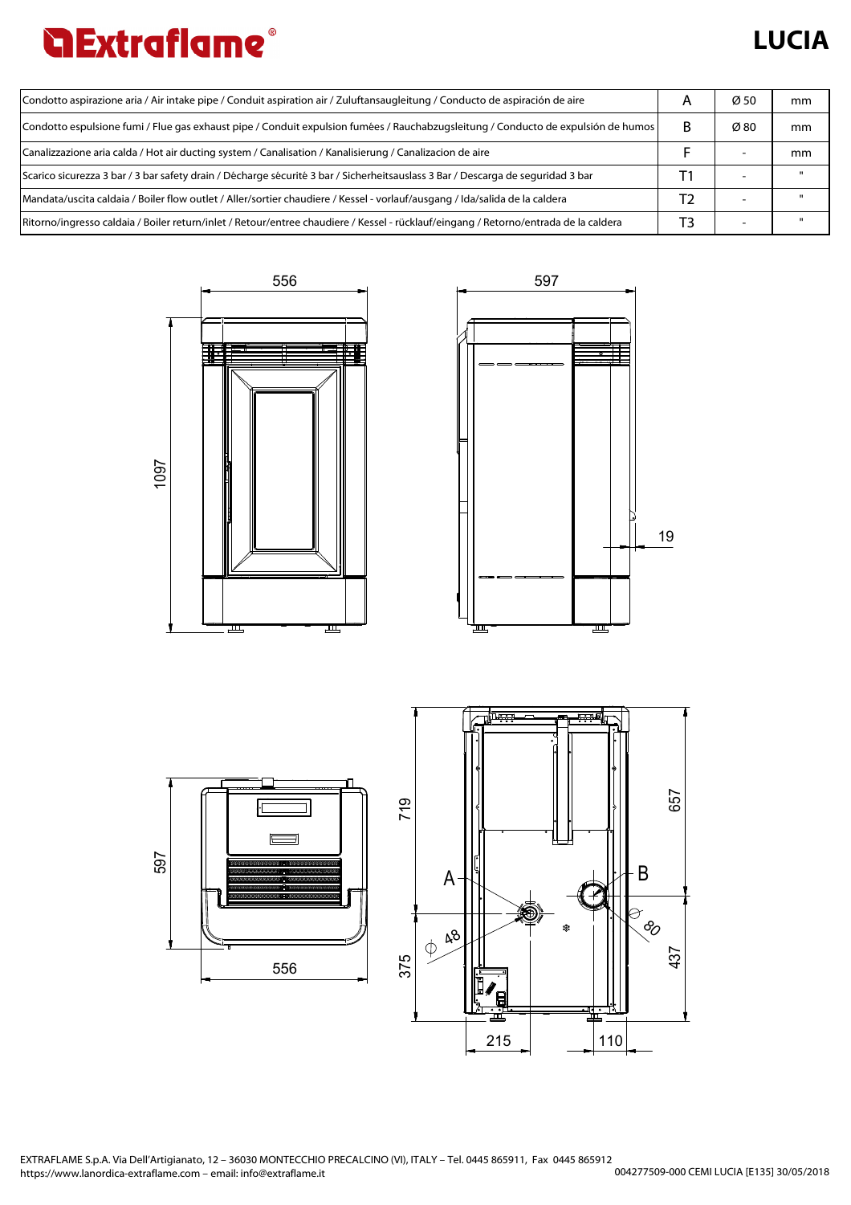# Extraflame

# LUCIA

| | | | |
|---|---|---|---|
| Condotto aspirazione aria / Air intake pipe / Conduit aspiration air / Zuluftansaugleitung / Conducto de aspiración de aire | A | Ø 50 | mm |
| Condotto espulsione fumi / Flue gas exhaust pipe / Conduit expulsion fumées / Rauchabzugsleitung / Conducto de expulsión de humos | B | Ø 80 | mm |
| Canalizzazione aria calda / Hot air ducting system / Canalisation / Kanalisierung / Canalizacion de aire | F | - | mm |
| Scarico sicurezza 3 bar / 3 bar safety drain / Dècharge sécurité 3 bar / Sicherheitsauslass 3 Bar / Descarga de seguridad 3 bar | T1 | - | " |
| Mandata/uscita caldaia / Boiler flow outlet / Aller/sortier chaudiere / Kessel - vorlauf/ausgang / Ida/salida de la caldera | T2 | - | " |
| Ritorno/ingresso caldaia / Boiler return/inlet / Retour/entree chaudiere / Kessel - rücklauf/eingang / Retorno/entrada de la caldera | T3 | - | " |

556
597
1097
19
597
556
719
375
657
437
A
B
Ø 48
Ø 80
215
110

EXTRAFLAME S.p.A. Via Dell'Artigianato, 12 – 36030 MONTECCHIO PRECALCINO (VI), ITALY – Tel. 0445 865911, Fax 0445 865912
https://www.lanordica-extraflame.com – email: info@extraflame.it

004277509-000 CEMI LUCIA [E135] 30/05/2018